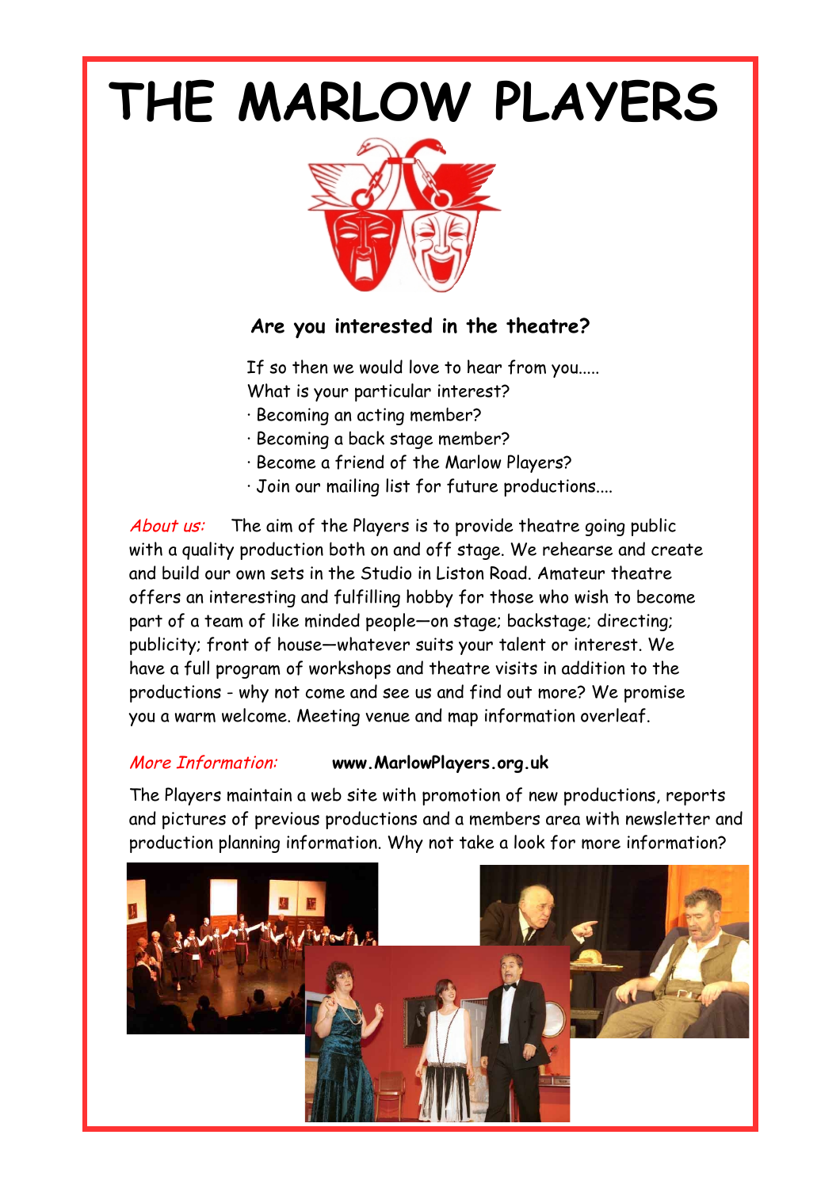# THE MARLOW PLAYERS

### Are you interested in the theatre?

If so then we would love to hear from you.....
What is your particular interest?

- Becoming an acting member?
- Becoming a back stage member?
- Become a friend of the Marlow Players?
- Join our mailing list for future productions....

*About us:* The aim of the Players is to provide theatre going public with a quality production both on and off stage. We rehearse and create and build our own sets in the Studio in Liston Road. Amateur theatre offers an interesting and fulfilling hobby for those who wish to become part of a team of like minded people—on stage; backstage; directing; publicity; front of house—whatever suits your talent or interest. We have a full program of workshops and theatre visits in addition to the productions - why not come and see us and find out more? We promise you a warm welcome. Meeting venue and map information overleaf.

*More Information:* **www.MarlowPlayers.org.uk**

The Players maintain a web site with promotion of new productions, reports and pictures of previous productions and a members area with newsletter and production planning information. Why not take a look for more information?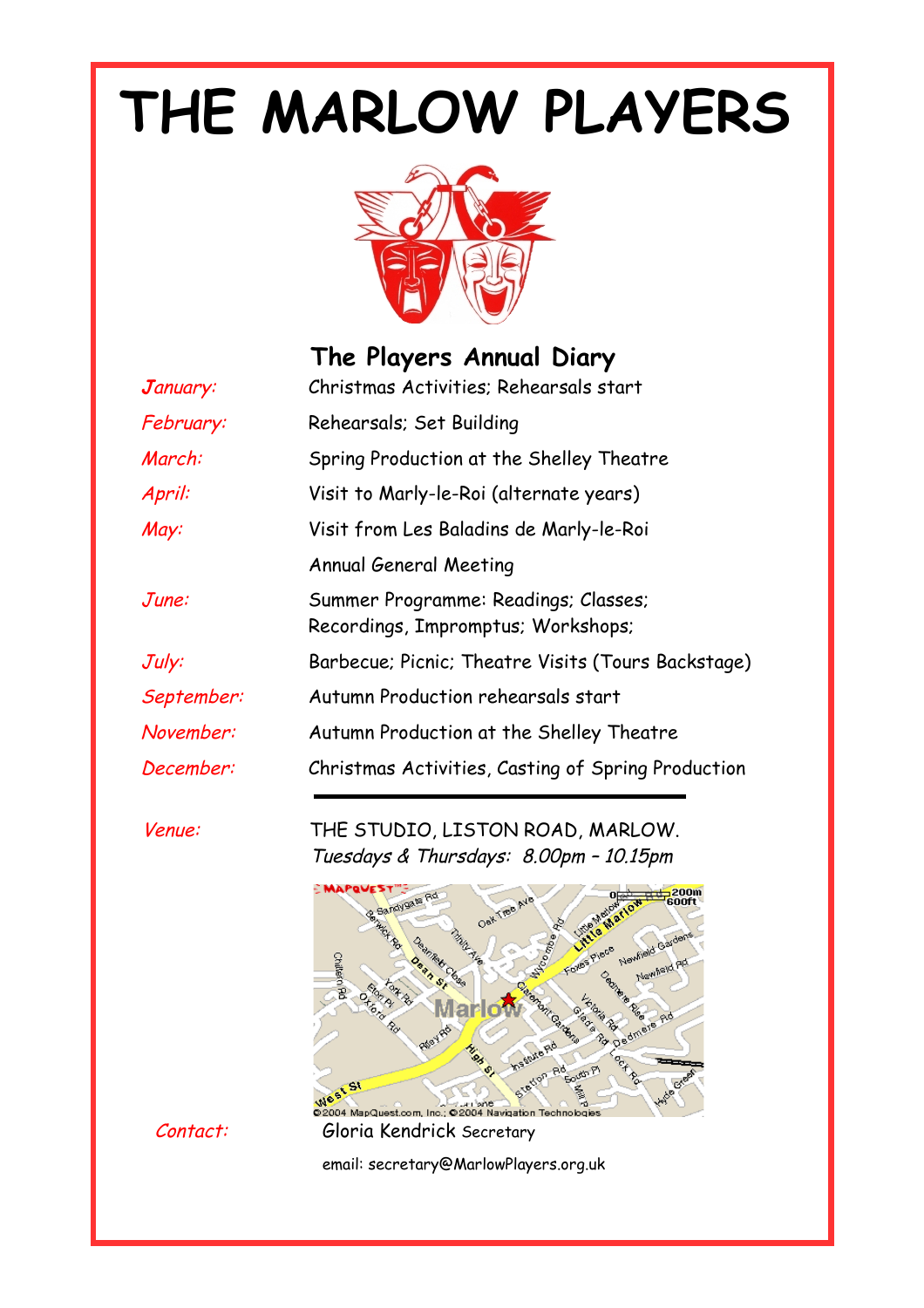# THE MARLOW PLAYERS

## The Players Annual Diary

| | |
|---|---|
| *January:* | Christmas Activities; Rehearsals start |
| *February:* | Rehearsals; Set Building |
| *March:* | Spring Production at the Shelley Theatre |
| *April:* | Visit to Marly-le-Roi (alternate years) |
| *May:* | Visit from Les Baladins de Marly-le-Roi |
| | Annual General Meeting |
| *June:* | Summer Programme: Readings; Classes; Recordings, Impromptus; Workshops; |
| *July:* | Barbecue; Picnic; Theatre Visits (Tours Backstage) |
| *September:* | Autumn Production rehearsals start |
| *November:* | Autumn Production at the Shelley Theatre |
| *December:* | Christmas Activities, Casting of Spring Production |

---

*Venue:* THE STUDIO, LISTON ROAD, MARLOW.
*Tuesdays & Thursdays: 8.00pm – 10.15pm*

©2004 MapQuest.com, Inc.; ©2004 Navigation Technologies

*Contact:* Gloria Kendrick Secretary

email: secretary@MarlowPlayers.org.uk